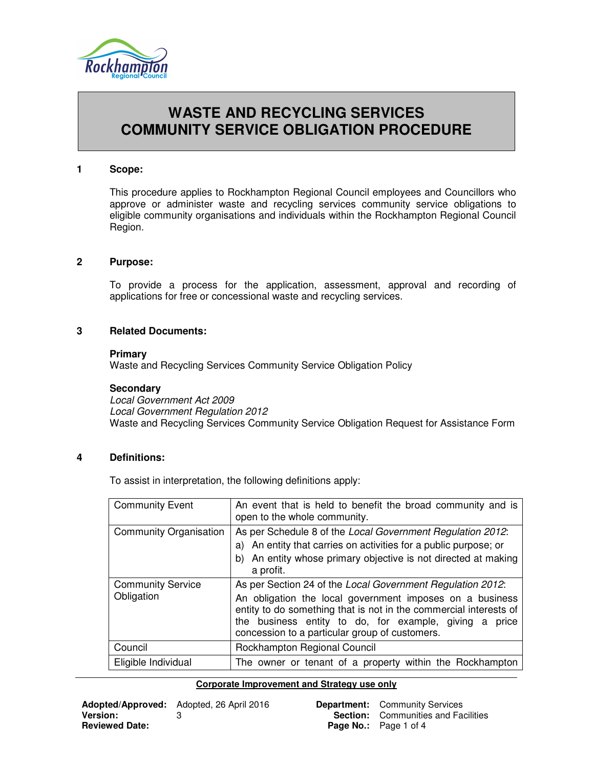# WASTE AND RECYCLING SERVICES COMMUNITY SERVICE OBLIGATION PROCEDURE

## 1 Scope:

This procedure applies to Rockhampton Regional Council employees and Councillors who approve or administer waste and recycling services community service obligations to eligible community organisations and individuals within the Rockhampton Regional Council Region.

## 2 Purpose:

To provide a process for the application, assessment, approval and recording of applications for free or concessional waste and recycling services.

## 3 Related Documents:

**Primary**
Waste and Recycling Services Community Service Obligation Policy

**Secondary**
*Local Government Act 2009*
*Local Government Regulation 2012*
Waste and Recycling Services Community Service Obligation Request for Assistance Form

## 4 Definitions:

To assist in interpretation, the following definitions apply:

| | |
|---|---|
| Community Event | An event that is held to benefit the broad community and is open to the whole community. |
| Community Organisation | As per Schedule 8 of the *Local Government Regulation 2012*:<br>a) An entity that carries on activities for a public purpose; or<br>b) An entity whose primary objective is not directed at making a profit. |
| Community Service Obligation | As per Section 24 of the *Local Government Regulation 2012*:<br>An obligation the local government imposes on a business entity to do something that is not in the commercial interests of the business entity to do, for example, giving a price concession to a particular group of customers. |
| Council | Rockhampton Regional Council |
| Eligible Individual | The owner or tenant of a property within the Rockhampton |

**Corporate Improvement and Strategy use only**

| | | | |
|---|---|---|---|
| **Adopted/Approved:** | Adopted, 26 April 2016 | **Department:** | Community Services |
| **Version:** | 3 | **Section:** | Communities and Facilities |
| **Reviewed Date:** | | **Page No.:** | Page 1 of 4 |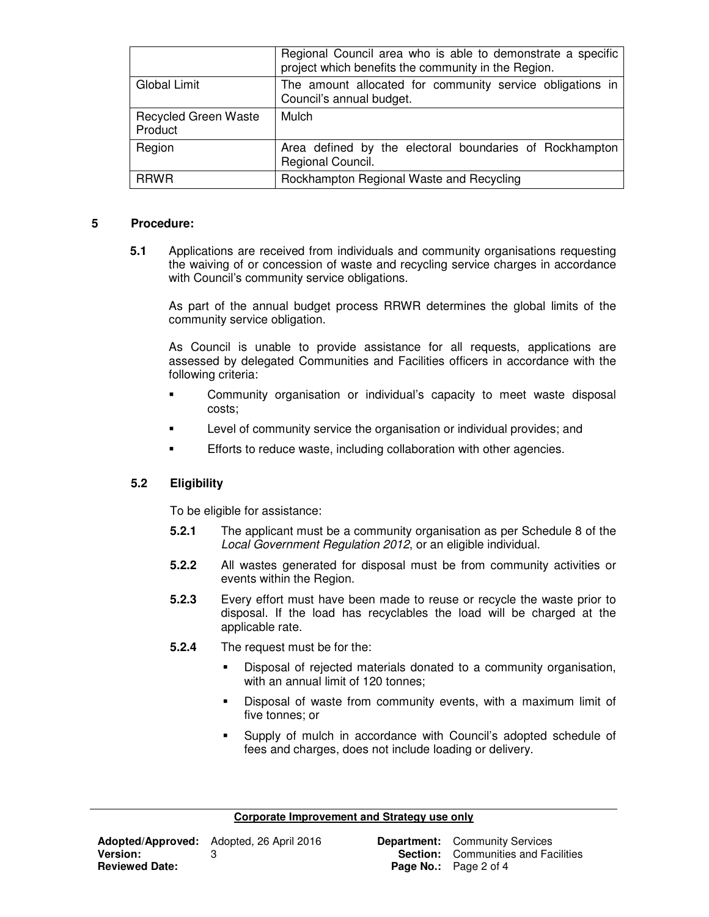| | |
|---|---|
| | Regional Council area who is able to demonstrate a specific project which benefits the community in the Region. |
| Global Limit | The amount allocated for community service obligations in Council's annual budget. |
| Recycled Green Waste Product | Mulch |
| Region | Area defined by the electoral boundaries of Rockhampton Regional Council. |
| RRWR | Rockhampton Regional Waste and Recycling |

## 5 Procedure:

**5.1** Applications are received from individuals and community organisations requesting the waiving of or concession of waste and recycling service charges in accordance with Council's community service obligations.

As part of the annual budget process RRWR determines the global limits of the community service obligation.

As Council is unable to provide assistance for all requests, applications are assessed by delegated Communities and Facilities officers in accordance with the following criteria:

- Community organisation or individual's capacity to meet waste disposal costs;
- Level of community service the organisation or individual provides; and
- Efforts to reduce waste, including collaboration with other agencies.

### 5.2 Eligibility

To be eligible for assistance:

**5.2.1** The applicant must be a community organisation as per Schedule 8 of the *Local Government Regulation 2012*, or an eligible individual.

**5.2.2** All wastes generated for disposal must be from community activities or events within the Region.

**5.2.3** Every effort must have been made to reuse or recycle the waste prior to disposal. If the load has recyclables the load will be charged at the applicable rate.

**5.2.4** The request must be for the:

- Disposal of rejected materials donated to a community organisation, with an annual limit of 120 tonnes;
- Disposal of waste from community events, with a maximum limit of five tonnes; or
- Supply of mulch in accordance with Council's adopted schedule of fees and charges, does not include loading or delivery.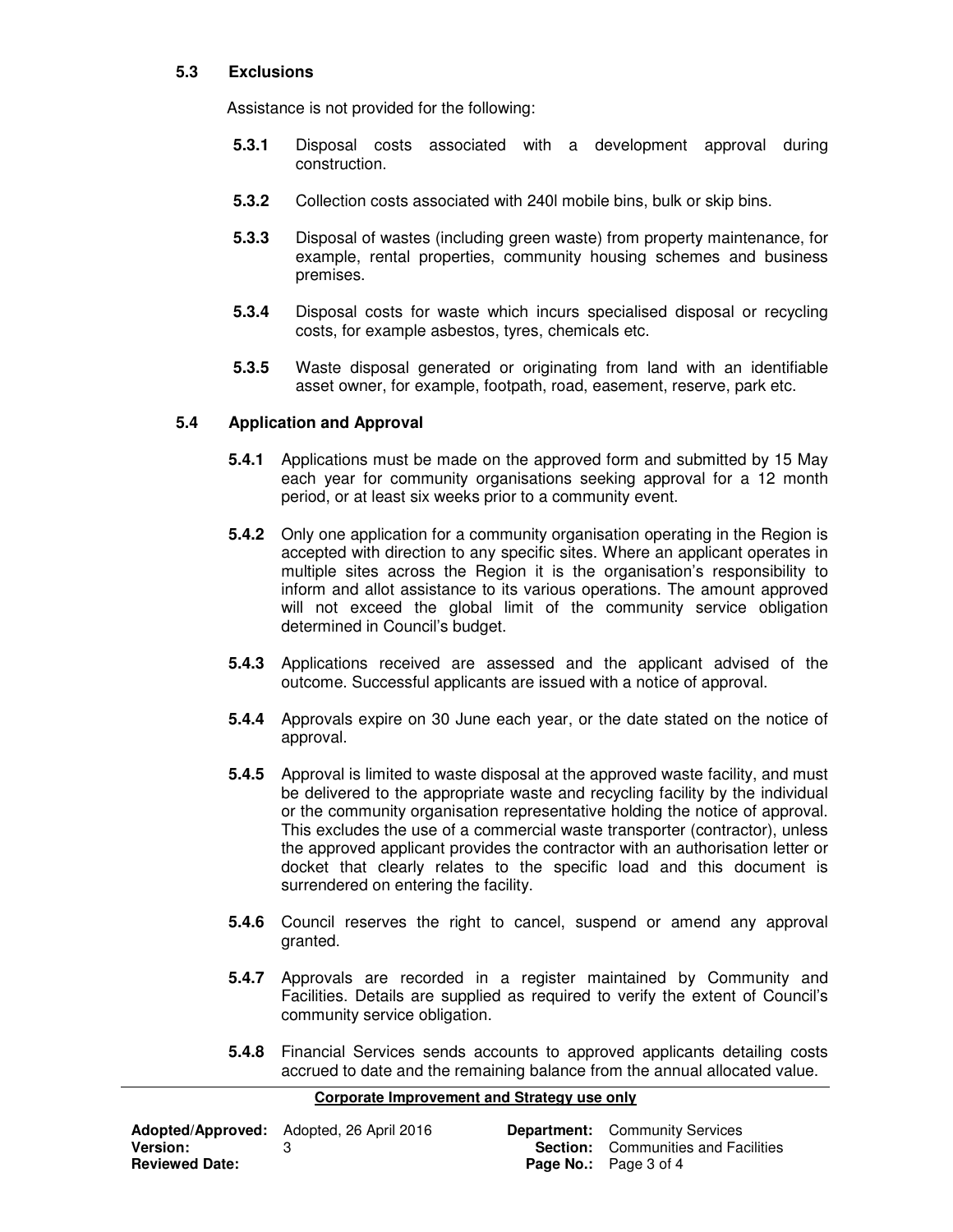### 5.3 Exclusions

Assistance is not provided for the following:

**5.3.1** Disposal costs associated with a development approval during construction.

**5.3.2** Collection costs associated with 240l mobile bins, bulk or skip bins.

**5.3.3** Disposal of wastes (including green waste) from property maintenance, for example, rental properties, community housing schemes and business premises.

**5.3.4** Disposal costs for waste which incurs specialised disposal or recycling costs, for example asbestos, tyres, chemicals etc.

**5.3.5** Waste disposal generated or originating from land with an identifiable asset owner, for example, footpath, road, easement, reserve, park etc.

### 5.4 Application and Approval

**5.4.1** Applications must be made on the approved form and submitted by 15 May each year for community organisations seeking approval for a 12 month period, or at least six weeks prior to a community event.

**5.4.2** Only one application for a community organisation operating in the Region is accepted with direction to any specific sites. Where an applicant operates in multiple sites across the Region it is the organisation's responsibility to inform and allot assistance to its various operations. The amount approved will not exceed the global limit of the community service obligation determined in Council's budget.

**5.4.3** Applications received are assessed and the applicant advised of the outcome. Successful applicants are issued with a notice of approval.

**5.4.4** Approvals expire on 30 June each year, or the date stated on the notice of approval.

**5.4.5** Approval is limited to waste disposal at the approved waste facility, and must be delivered to the appropriate waste and recycling facility by the individual or the community organisation representative holding the notice of approval. This excludes the use of a commercial waste transporter (contractor), unless the approved applicant provides the contractor with an authorisation letter or docket that clearly relates to the specific load and this document is surrendered on entering the facility.

**5.4.6** Council reserves the right to cancel, suspend or amend any approval granted.

**5.4.7** Approvals are recorded in a register maintained by Community and Facilities. Details are supplied as required to verify the extent of Council's community service obligation.

**5.4.8** Financial Services sends accounts to approved applicants detailing costs accrued to date and the remaining balance from the annual allocated value.

**Corporate Improvement and Strategy use only**

| | | | |
|---|---|---|---|
| **Adopted/Approved:** | Adopted, 26 April 2016 | **Department:** | Community Services |
| **Version:** | 3 | **Section:** | Communities and Facilities |
| **Reviewed Date:** | | **Page No.:** | Page 3 of 4 |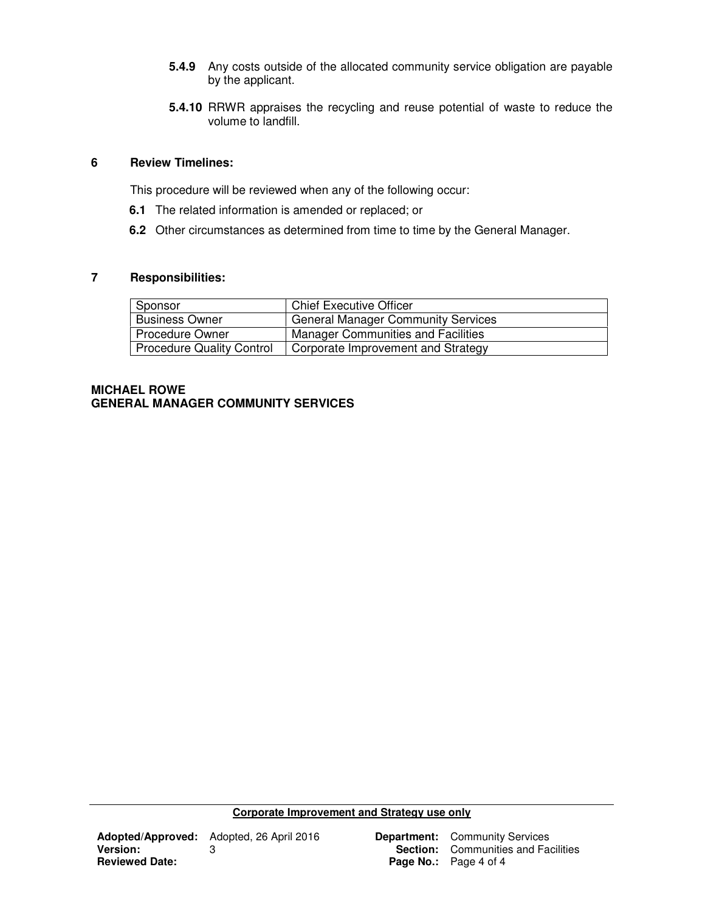**5.4.9** Any costs outside of the allocated community service obligation are payable by the applicant.

**5.4.10** RRWR appraises the recycling and reuse potential of waste to reduce the volume to landfill.

## 6 Review Timelines:

This procedure will be reviewed when any of the following occur:

**6.1** The related information is amended or replaced; or

**6.2** Other circumstances as determined from time to time by the General Manager.

## 7 Responsibilities:

| | |
|---|---|
| Sponsor | Chief Executive Officer |
| Business Owner | General Manager Community Services |
| Procedure Owner | Manager Communities and Facilities |
| Procedure Quality Control | Corporate Improvement and Strategy |

**MICHAEL ROWE**
**GENERAL MANAGER COMMUNITY SERVICES**

**Corporate Improvement and Strategy use only**

| | | | |
|---|---|---|---|
| **Adopted/Approved:** | Adopted, 26 April 2016 | **Department:** | Community Services |
| **Version:** | 3 | **Section:** | Communities and Facilities |
| **Reviewed Date:** | | **Page No.:** | Page 4 of 4 |